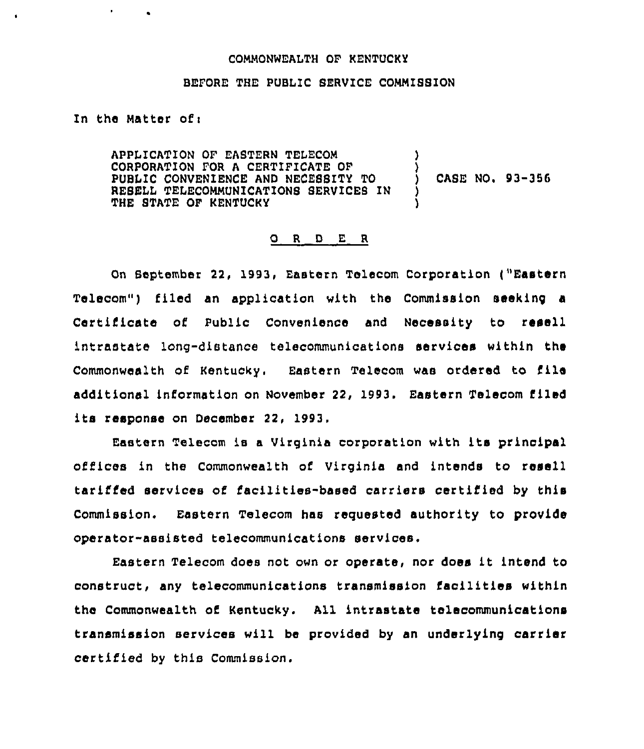COMMONWEALTH OF KENTUCKY

BEFORE THE PUBLIC SERVICE COMMISSION

In the Matter of:

| | | |
|---|---|---|
| APPLICATION OF EASTERN TELECOM CORPORATION FOR A CERTIFICATE OF PUBLIC CONVENIENCE AND NECESSITY TO RESELL TELECOMMUNICATIONS SERVICES IN THE STATE OF KENTUCKY | ) | CASE NO. 93-356 |

## O R D E R

On September 22, 1993, Eastern Telecom Corporation ("Eastern Telecom") filed an application with the Commission seeking a Certificate of Public Convenience and Necessity to resell intrastate long-distance telecommunications services within the Commonwealth of Kentucky. Eastern Telecom was ordered to file additional information on November 22, 1993. Eastern Telecom filed its response on December 22, 1993.

Eastern Telecom is a Virginia corporation with its principal offices in the Commonwealth of Virginia and intends to resell tariffed services of facilities-based carriers certified by this Commission. Eastern Telecom has requested authority to provide operator-assisted telecommunications services.

Eastern Telecom does not own or operate, nor does it intend to construct, any telecommunications transmission facilities within the Commonwealth of Kentucky. All intrastate telecommunications transmission services will be provided by an underlying carrier certified by this Commission.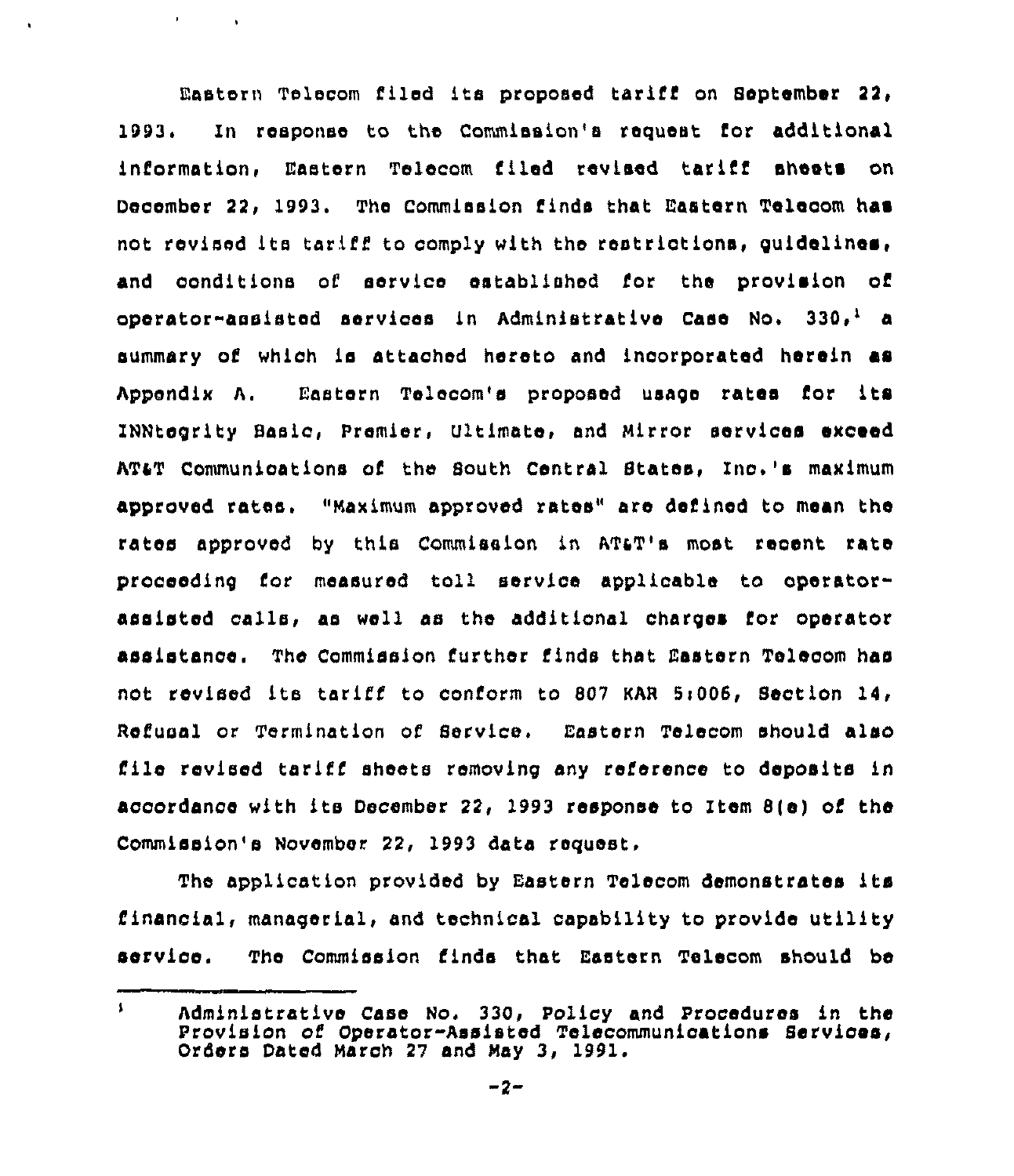Eastern Telecom filed its proposed tariff on September 22, 1993. In response to the Commission's request for additional information, Eastern Telecom filed revised tariff sheets on December 22, 1993. The Commission finds that Eastern Telecom has not revised its tariff to comply with the restrictions, guidelines, and conditions of service established for the provision of operator-assisted services in Administrative Case No. 330,[1] a summary of which is attached hereto and incorporated herein as Appendix A. Eastern Telecom's proposed usage rates for its INNtegrity Basic, Premier, Ultimate, and Mirror services exceed AT&T Communications of the South Central States, Inc.'s maximum approved rates. "Maximum approved rates" are defined to mean the rates approved by this Commission in AT&T's most recent rate proceeding for measured toll service applicable to operator-assisted calls, as well as the additional charges for operator assistance. The Commission further finds that Eastern Telecom has not revised its tariff to conform to 807 KAR 5:006, Section 14, Refusal or Termination of Service. Eastern Telecom should also file revised tariff sheets removing any reference to deposits in accordance with its December 22, 1993 response to Item 8(e) of the Commission's November 22, 1993 data request.

The application provided by Eastern Telecom demonstrates its financial, managerial, and technical capability to provide utility service. The Commission finds that Eastern Telecom should be

---

[1] Administrative Case No. 330, Policy and Procedures in the Provision of Operator-Assisted Telecommunications Services, Orders Dated March 27 and May 3, 1991.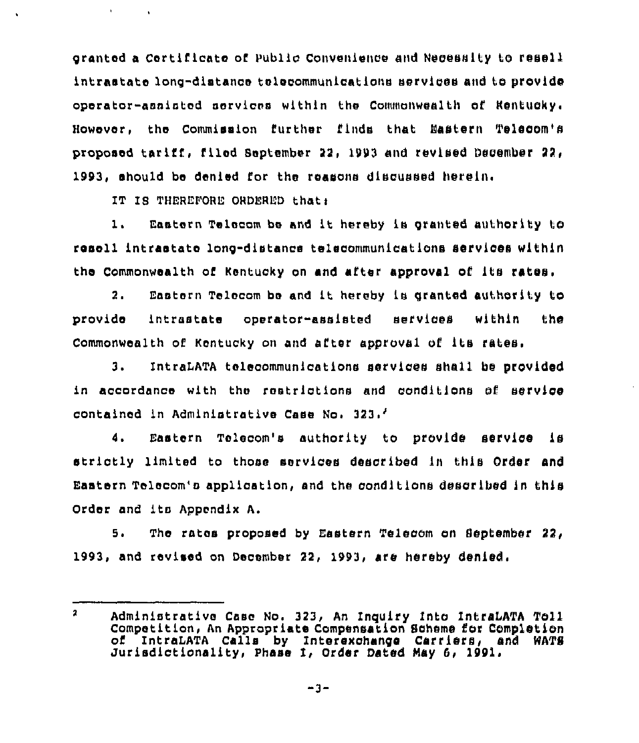granted a Certificate of Public Convenience and Necessity to resell intrastate long-distance telecommunications services and to provide operator-assisted services within the Commonwealth of Kentucky. However, the Commission further finds that Eastern Telecom's proposed tariff, filed September 22, 1993 and revised December 22, 1993, should be denied for the reasons discussed herein.

IT IS THEREFORE ORDERED that:

1. Eastern Telecom be and it hereby is granted authority to resell intrastate long-distance telecommunications services within the Commonwealth of Kentucky on and after approval of its rates.

2. Eastern Telecom be and it hereby is granted authority to provide intrastate operator-assisted services within the Commonwealth of Kentucky on and after approval of its rates.

3. IntraLATA telecommunications services shall be provided in accordance with the restrictions and conditions of service contained in Administrative Case No. 323.[2]

4. Eastern Telecom's authority to provide service is strictly limited to those services described in this Order and Eastern Telecom's application, and the conditions described in this Order and its Appendix A.

5. The rates proposed by Eastern Telecom on September 22, 1993, and revised on December 22, 1993, are hereby denied.

---

[2] Administrative Case No. 323, An Inquiry Into IntraLATA Toll Competition, An Appropriate Compensation Scheme for Completion of IntraLATA Calls by Interexchange Carriers, and WATS Jurisdictionality, Phase I, Order Dated May 6, 1991.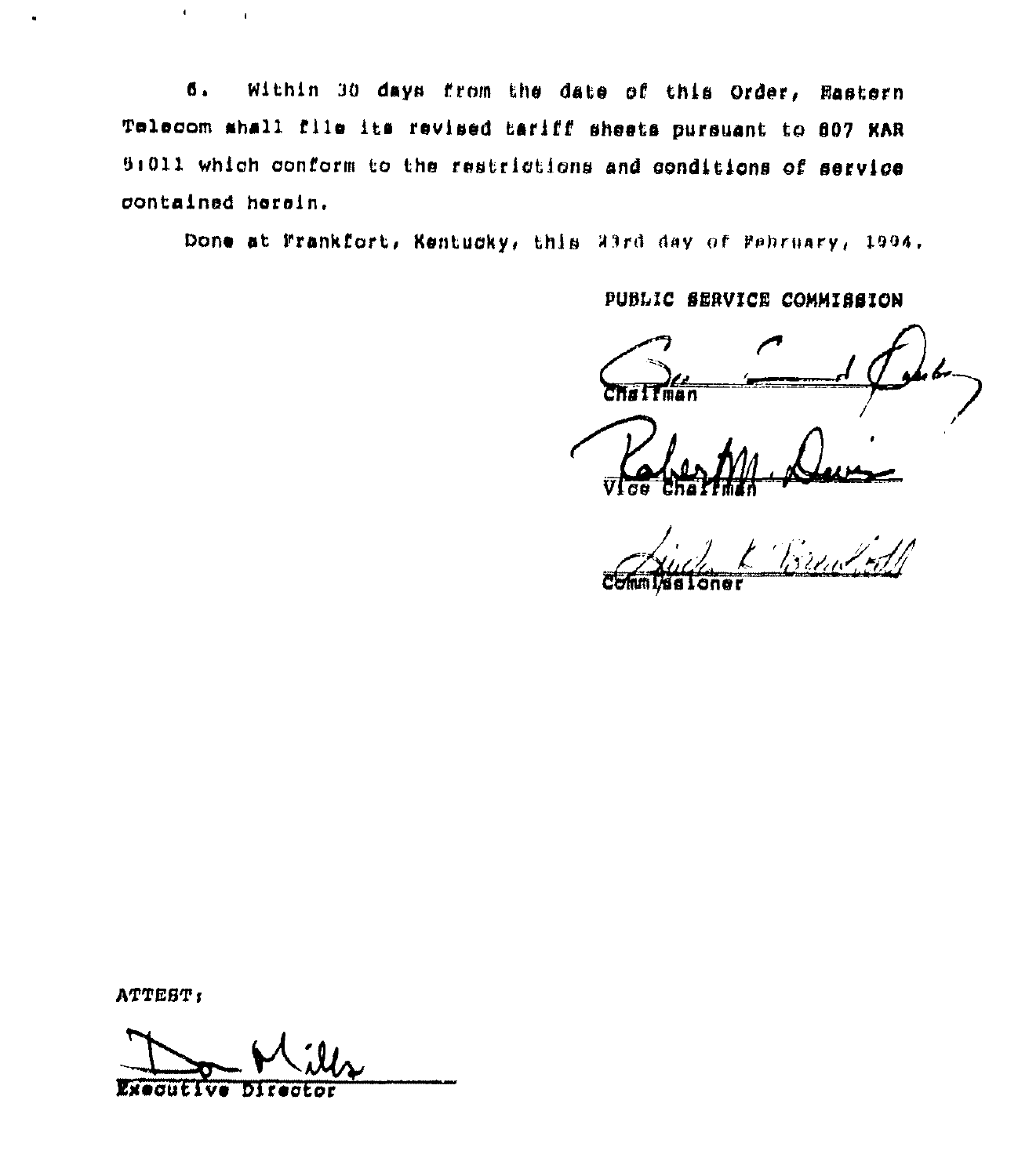6. Within 30 days from the date of this Order, Eastern Telecom shall file its revised tariff sheets pursuant to 807 KAR 5:011 which conform to the restrictions and conditions of service contained herein.

Done at Frankfort, Kentucky, this 23rd day of February, 1994.

PUBLIC SERVICE COMMISSION

Chairman

Vice Chairman

Commissioner

ATTEST:

Executive Director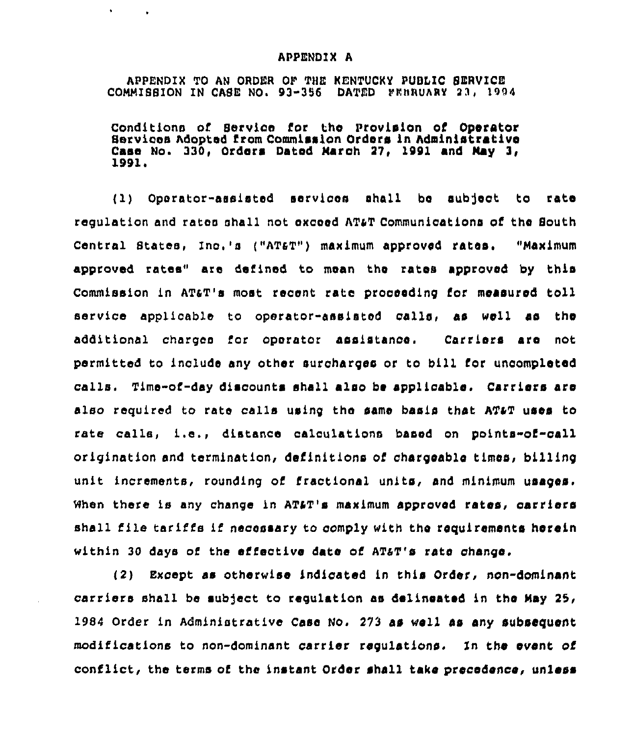APPENDIX A

APPENDIX TO AN ORDER OF THE KENTUCKY PUBLIC SERVICE COMMISSION IN CASE NO. 93-356 DATED FEBRUARY 23, 1994

Conditions of Service for the Provision of Operator Services Adopted from Commission Orders in Administrative Case No. 330, Orders Dated March 27, 1991 and May 3, 1991.

(1) Operator-assisted services shall be subject to rate regulation and rates shall not exceed AT&T Communications of the South Central States, Inc.'s ("AT&T") maximum approved rates. "Maximum approved rates" are defined to mean the rates approved by this Commission in AT&T's most recent rate proceeding for measured toll service applicable to operator-assisted calls, as well as the additional charges for operator assistance. Carriers are not permitted to include any other surcharges or to bill for uncompleted calls. Time-of-day discounts shall also be applicable. Carriers are also required to rate calls using the same basis that AT&T uses to rate calls, i.e., distance calculations based on points-of-call origination and termination, definitions of chargeable times, billing unit increments, rounding of fractional units, and minimum usages. When there is any change in AT&T's maximum approved rates, carriers shall file tariffs if necessary to comply with the requirements herein within 30 days of the effective date of AT&T's rate change.

(2) Except as otherwise indicated in this Order, non-dominant carriers shall be subject to regulation as delineated in the May 25, 1984 Order in Administrative Case No. 273 as well as any subsequent modifications to non-dominant carrier regulations. In the event of conflict, the terms of the instant Order shall take precedence, unless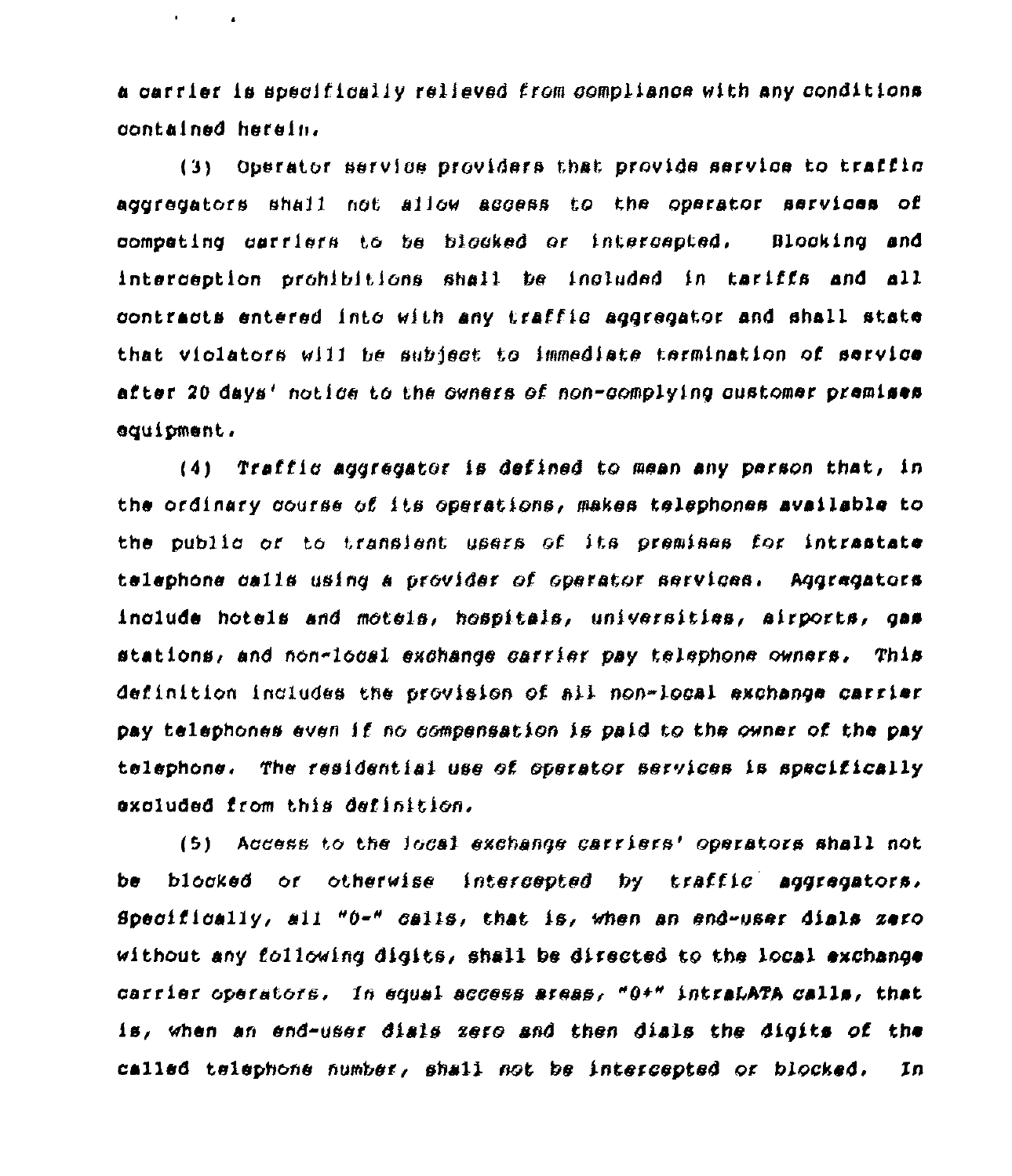a carrier is specifically relieved from compliance with any conditions contained herein.

(3) Operator service providers that provide service to traffic aggregators shall not allow access to the operator services of competing carriers to be blocked or intercepted. Blocking and interception prohibitions shall be included in tariffs and all contracts entered into with any traffic aggregator and shall state that violators will be subject to immediate termination of service after 20 days' notice to the owners of non-complying customer premises equipment.

(4) Traffic aggregator is defined to mean any person that, in the ordinary course of its operations, makes telephones available to the public or to transient users of its premises for intrastate telephone calls using a provider of operator services. Aggregators include hotels and motels, hospitals, universities, airports, gas stations, and non-local exchange carrier pay telephone owners. This definition includes the provision of all non-local exchange carrier pay telephones even if no compensation is paid to the owner of the pay telephone. The residential use of operator services is specifically excluded from this definition.

(5) Access to the local exchange carriers' operators shall not be blocked or otherwise intercepted by traffic aggregators. Specifically, all "0-" calls, that is, when an end-user dials zero without any following digits, shall be directed to the local exchange carrier operators. In equal access areas, "0+" intraLATA calls, that is, when an end-user dials zero and then dials the digits of the called telephone number, shall not be intercepted or blocked. In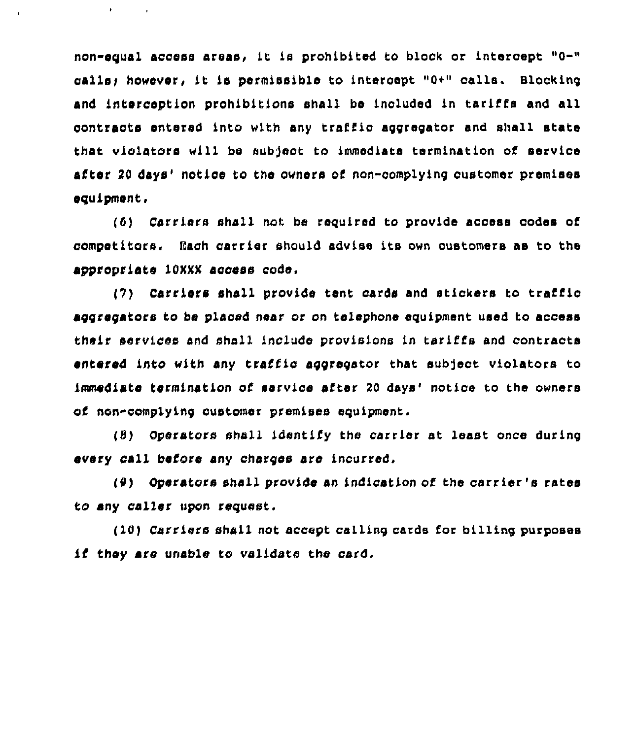non-equal access areas, it is prohibited to block or intercept "0-" calls; however, it is permissible to intercept "0+" calls. Blocking and interception prohibitions shall be included in tariffs and all contracts entered into with any traffic aggregator and shall state that violators will be subject to immediate termination of service after 20 days' notice to the owners of non-complying customer premises equipment.

(6) Carriers shall not be required to provide access codes of competitors. Each carrier should advise its own customers as to the appropriate 10XXX access code.

(7) Carriers shall provide tent cards and stickers to traffic aggregators to be placed near or on telephone equipment used to access their services and shall include provisions in tariffs and contracts entered into with any traffic aggregator that subject violators to immediate termination of service after 20 days' notice to the owners of non-complying customer premises equipment.

(8) Operators shall identify the carrier at least once during every call before any charges are incurred.

(9) Operators shall provide an indication of the carrier's rates to any caller upon request.

(10) Carriers shall not accept calling cards for billing purposes if they are unable to validate the card.